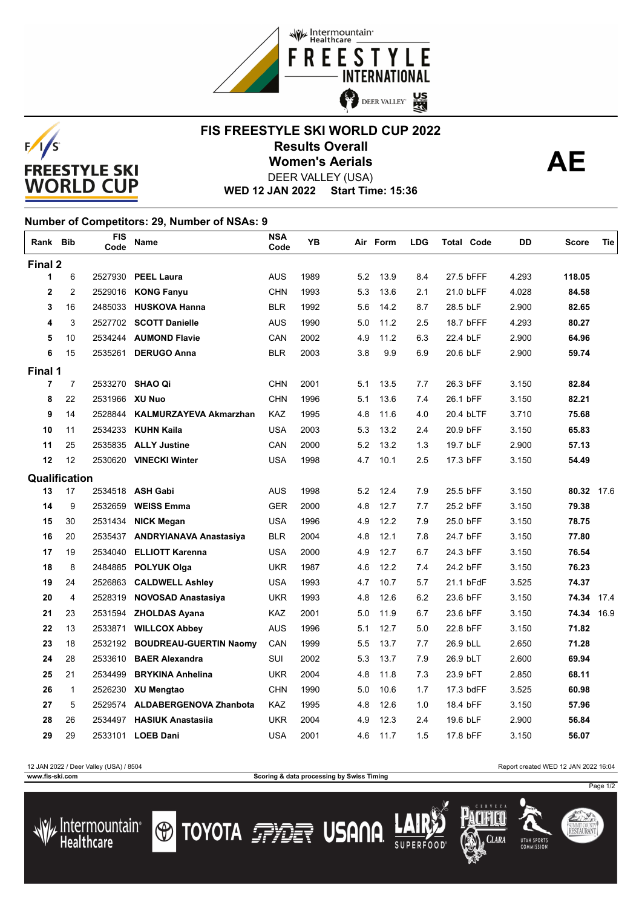# FIS FREESTYLE SKI WORLD CUP 2022

## Results Overall

## Women's Aerials

**AE**

DEER VALLEY (USA)

**WED 12 JAN 2022 Start Time: 15:36**

### Number of Competitors: 29, Number of NSAs: 9

| Rank | Bib | FIS Code | Name | NSA Code | YB | Air | Form | LDG | Total | Code | DD | Score | Tie |
|---|---|---|---|---|---|---|---|---|---|---|---|---|---|
| **Final 2** | | | | | | | | | | | | | |
| 1 | 6 | 2527930 | **PEEL Laura** | AUS | 1989 | 5.2 | 13.9 | 8.4 | 27.5 | bFFF | 4.293 | **118.05** | |
| 2 | 2 | 2529016 | **KONG Fanyu** | CHN | 1993 | 5.3 | 13.6 | 2.1 | 21.0 | bLFF | 4.028 | **84.58** | |
| 3 | 16 | 2485033 | **HUSKOVA Hanna** | BLR | 1992 | 5.6 | 14.2 | 8.7 | 28.5 | bLF | 2.900 | **82.65** | |
| 4 | 3 | 2527702 | **SCOTT Danielle** | AUS | 1990 | 5.0 | 11.2 | 2.5 | 18.7 | bFFF | 4.293 | **80.27** | |
| 5 | 10 | 2534244 | **AUMOND Flavie** | CAN | 2002 | 4.9 | 11.2 | 6.3 | 22.4 | bLF | 2.900 | **64.96** | |
| 6 | 15 | 2535261 | **DERUGO Anna** | BLR | 2003 | 3.8 | 9.9 | 6.9 | 20.6 | bLF | 2.900 | **59.74** | |
| **Final 1** | | | | | | | | | | | | | |
| 7 | 7 | 2533270 | **SHAO Qi** | CHN | 2001 | 5.1 | 13.5 | 7.7 | 26.3 | bFF | 3.150 | **82.84** | |
| 8 | 22 | 2531966 | **XU Nuo** | CHN | 1996 | 5.1 | 13.6 | 7.4 | 26.1 | bFF | 3.150 | **82.21** | |
| 9 | 14 | 2528844 | **KALMURZAYEVA Akmarzhan** | KAZ | 1995 | 4.8 | 11.6 | 4.0 | 20.4 | bLTF | 3.710 | **75.68** | |
| 10 | 11 | 2534233 | **KUHN Kaila** | USA | 2003 | 5.3 | 13.2 | 2.4 | 20.9 | bFF | 3.150 | **65.83** | |
| 11 | 25 | 2535835 | **ALLY Justine** | CAN | 2000 | 5.2 | 13.2 | 1.3 | 19.7 | bLF | 2.900 | **57.13** | |
| 12 | 12 | 2530620 | **VINECKI Winter** | USA | 1998 | 4.7 | 10.1 | 2.5 | 17.3 | bFF | 3.150 | **54.49** | |
| **Qualification** | | | | | | | | | | | | | |
| 13 | 17 | 2534518 | **ASH Gabi** | AUS | 1998 | 5.2 | 12.4 | 7.9 | 25.5 | bFF | 3.150 | **80.32** | 17.6 |
| 14 | 9 | 2532659 | **WEISS Emma** | GER | 2000 | 4.8 | 12.7 | 7.7 | 25.2 | bFF | 3.150 | **79.38** | |
| 15 | 30 | 2531434 | **NICK Megan** | USA | 1996 | 4.9 | 12.2 | 7.9 | 25.0 | bFF | 3.150 | **78.75** | |
| 16 | 20 | 2535437 | **ANDRYIANAVA Anastasiya** | BLR | 2004 | 4.8 | 12.1 | 7.8 | 24.7 | bFF | 3.150 | **77.80** | |
| 17 | 19 | 2534040 | **ELLIOTT Karenna** | USA | 2000 | 4.9 | 12.7 | 6.7 | 24.3 | bFF | 3.150 | **76.54** | |
| 18 | 8 | 2484885 | **POLYUK Olga** | UKR | 1987 | 4.6 | 12.2 | 7.4 | 24.2 | bFF | 3.150 | **76.23** | |
| 19 | 24 | 2526863 | **CALDWELL Ashley** | USA | 1993 | 4.7 | 10.7 | 5.7 | 21.1 | bFdF | 3.525 | **74.37** | |
| 20 | 4 | 2528319 | **NOVOSAD Anastasiya** | UKR | 1993 | 4.8 | 12.6 | 6.2 | 23.6 | bFF | 3.150 | **74.34** | 17.4 |
| 21 | 23 | 2531594 | **ZHOLDAS Ayana** | KAZ | 2001 | 5.0 | 11.9 | 6.7 | 23.6 | bFF | 3.150 | **74.34** | 16.9 |
| 22 | 13 | 2533871 | **WILLCOX Abbey** | AUS | 1996 | 5.1 | 12.7 | 5.0 | 22.8 | bFF | 3.150 | **71.82** | |
| 23 | 18 | 2532192 | **BOUDREAU-GUERTIN Naomy** | CAN | 1999 | 5.5 | 13.7 | 7.7 | 26.9 | bLL | 2.650 | **71.28** | |
| 24 | 28 | 2533610 | **BAER Alexandra** | SUI | 2002 | 5.3 | 13.7 | 7.9 | 26.9 | bLT | 2.600 | **69.94** | |
| 25 | 21 | 2534499 | **BRYKINA Anhelina** | UKR | 2004 | 4.8 | 11.8 | 7.3 | 23.9 | bFT | 2.850 | **68.11** | |
| 26 | 1 | 2526230 | **XU Mengtao** | CHN | 1990 | 5.0 | 10.6 | 1.7 | 17.3 | bdFF | 3.525 | **60.98** | |
| 27 | 5 | 2529574 | **ALDABERGENOVA Zhanbota** | KAZ | 1995 | 4.8 | 12.6 | 1.0 | 18.4 | bFF | 3.150 | **57.96** | |
| 28 | 26 | 2534497 | **HASIUK Anastasiia** | UKR | 2004 | 4.9 | 12.3 | 2.4 | 19.6 | bLF | 2.900 | **56.84** | |
| 29 | 29 | 2533101 | **LOEB Dani** | USA | 2001 | 4.6 | 11.7 | 1.5 | 17.8 | bFF | 3.150 | **56.07** | |

12 JAN 2022 / Deer Valley (USA) / 8504 — Report created WED 12 JAN 2022 16:04

www.fis-ski.com — Scoring & data processing by Swiss Timing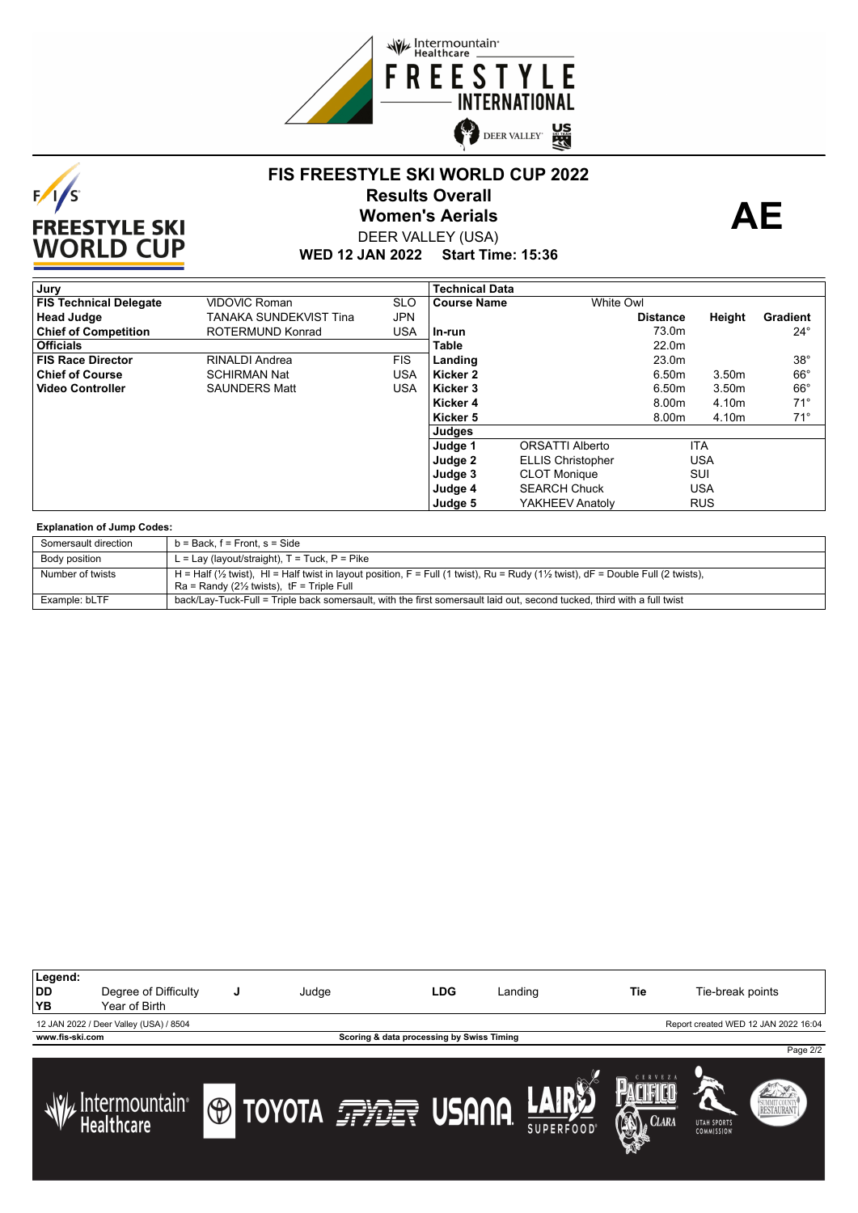# FIS FREESTYLE SKI WORLD CUP 2022

## Results Overall

## Women's Aerials

**AE**

DEER VALLEY (USA)

**WED 12 JAN 2022 Start Time: 15:36**

| Jury | | |
|---|---|---|
| **FIS Technical Delegate** | VIDOVIC Roman | SLO |
| **Head Judge** | TANAKA SUNDEKVIST Tina | JPN |
| **Chief of Competition** | ROTERMUND Konrad | USA |
| **Officials** | | |
| **FIS Race Director** | RINALDI Andrea | FIS |
| **Chief of Course** | SCHIRMAN Nat | USA |
| **Video Controller** | SAUNDERS Matt | USA |

| Technical Data | | | |
|---|---|---|---|
| **Course Name** | White Owl | | |
| | **Distance** | **Height** | **Gradient** |
| **In-run** | 73.0m | | 24° |
| **Table** | 22.0m | | |
| **Landing** | 23.0m | | 38° |
| **Kicker 2** | 6.50m | 3.50m | 66° |
| **Kicker 3** | 6.50m | 3.50m | 66° |
| **Kicker 4** | 8.00m | 4.10m | 71° |
| **Kicker 5** | 8.00m | 4.10m | 71° |

| Judges | | |
|---|---|---|
| **Judge 1** | ORSATTI Alberto | ITA |
| **Judge 2** | ELLIS Christopher | USA |
| **Judge 3** | CLOT Monique | SUI |
| **Judge 4** | SEARCH Chuck | USA |
| **Judge 5** | YAKHEEV Anatoly | RUS |

**Explanation of Jump Codes:**

| | |
|---|---|
| Somersault direction | b = Back, f = Front, s = Side |
| Body position | L = Lay (layout/straight), T = Tuck, P = Pike |
| Number of twists | H = Half (½ twist), Hl = Half twist in layout position, F = Full (1 twist), Ru = Rudy (1½ twist), dF = Double Full (2 twists), Ra = Randy (2½ twists), tF = Triple Full |
| Example: bLTF | back/Lay-Tuck-Full = Triple back somersault, with the first somersault laid out, second tucked, third with a full twist |

| Legend: | | | | | | | |
|---|---|---|---|---|---|---|---|
| **DD** | Degree of Difficulty | **J** | Judge | **LDG** | Landing | **Tie** | Tie-break points |
| **YB** | Year of Birth | | | | | | |

12 JAN 2022 / Deer Valley (USA) / 8504 — Report created WED 12 JAN 2022 16:04

www.fis-ski.com — Scoring & data processing by Swiss Timing